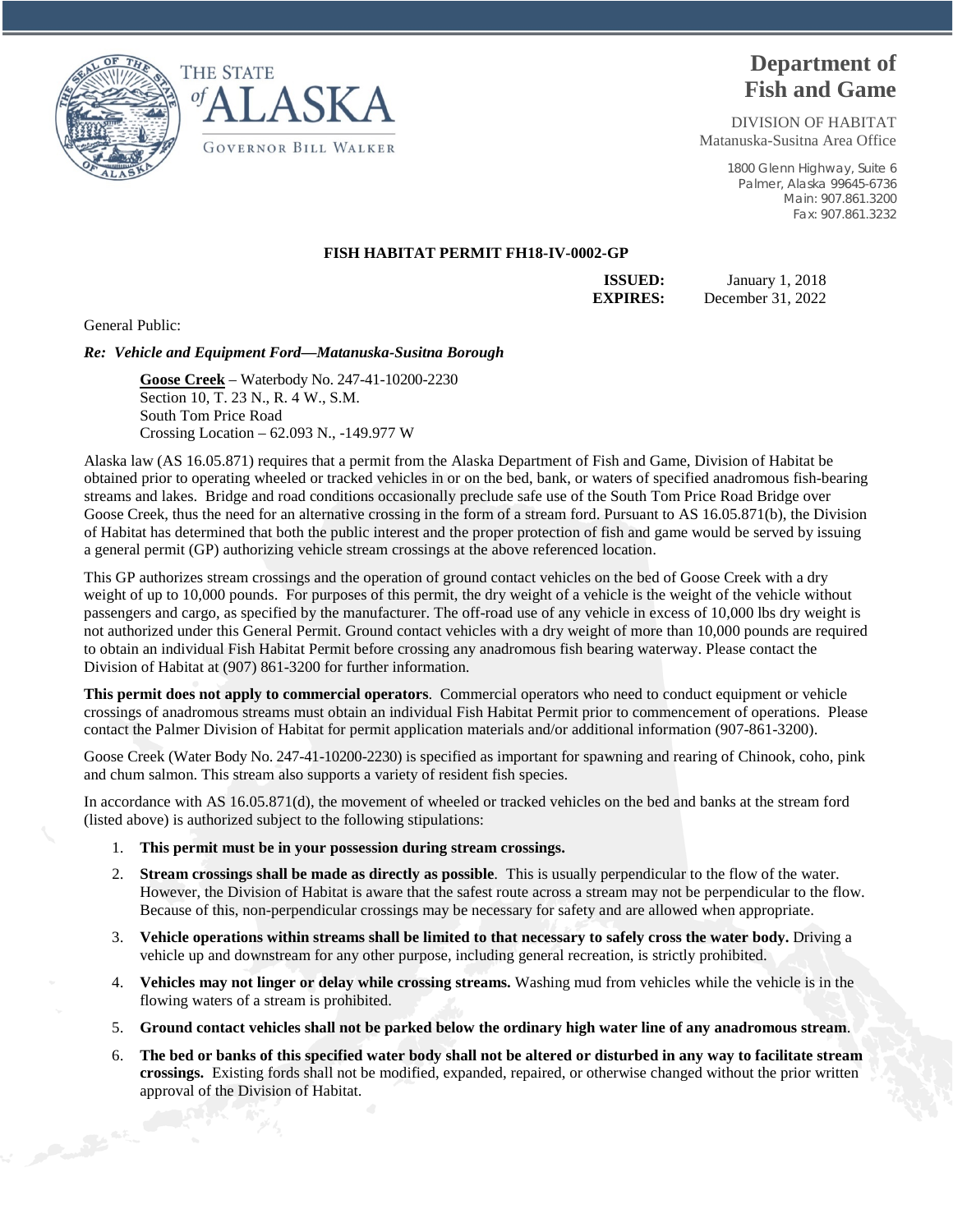THE STATE of ALASKA

GOVERNOR BILL WALKER

# Department of Fish and Game

DIVISION OF HABITAT
Matanuska-Susitna Area Office

1800 Glenn Highway, Suite 6
Palmer, Alaska 99645-6736
Main: 907.861.3200
Fax: 907.861.3232

**FISH HABITAT PERMIT FH18-IV-0002-GP**

**ISSUED:** January 1, 2018
**EXPIRES:** December 31, 2022

General Public:

***Re: Vehicle and Equipment Ford—Matanuska-Susitna Borough***

**Goose Creek** – Waterbody No. 247-41-10200-2230
Section 10, T. 23 N., R. 4 W., S.M.
South Tom Price Road
Crossing Location – 62.093 N., -149.977 W

Alaska law (AS 16.05.871) requires that a permit from the Alaska Department of Fish and Game, Division of Habitat be obtained prior to operating wheeled or tracked vehicles in or on the bed, bank, or waters of specified anadromous fish-bearing streams and lakes. Bridge and road conditions occasionally preclude safe use of the South Tom Price Road Bridge over Goose Creek, thus the need for an alternative crossing in the form of a stream ford. Pursuant to AS 16.05.871(b), the Division of Habitat has determined that both the public interest and the proper protection of fish and game would be served by issuing a general permit (GP) authorizing vehicle stream crossings at the above referenced location.

This GP authorizes stream crossings and the operation of ground contact vehicles on the bed of Goose Creek with a dry weight of up to 10,000 pounds. For purposes of this permit, the dry weight of a vehicle is the weight of the vehicle without passengers and cargo, as specified by the manufacturer. The off-road use of any vehicle in excess of 10,000 lbs dry weight is not authorized under this General Permit. Ground contact vehicles with a dry weight of more than 10,000 pounds are required to obtain an individual Fish Habitat Permit before crossing any anadromous fish bearing waterway. Please contact the Division of Habitat at (907) 861-3200 for further information.

**This permit does not apply to commercial operators**. Commercial operators who need to conduct equipment or vehicle crossings of anadromous streams must obtain an individual Fish Habitat Permit prior to commencement of operations. Please contact the Palmer Division of Habitat for permit application materials and/or additional information (907-861-3200).

Goose Creek (Water Body No. 247-41-10200-2230) is specified as important for spawning and rearing of Chinook, coho, pink and chum salmon. This stream also supports a variety of resident fish species.

In accordance with AS 16.05.871(d), the movement of wheeled or tracked vehicles on the bed and banks at the stream ford (listed above) is authorized subject to the following stipulations:

1. **This permit must be in your possession during stream crossings.**
2. **Stream crossings shall be made as directly as possible**. This is usually perpendicular to the flow of the water. However, the Division of Habitat is aware that the safest route across a stream may not be perpendicular to the flow. Because of this, non-perpendicular crossings may be necessary for safety and are allowed when appropriate.
3. **Vehicle operations within streams shall be limited to that necessary to safely cross the water body.** Driving a vehicle up and downstream for any other purpose, including general recreation, is strictly prohibited.
4. **Vehicles may not linger or delay while crossing streams.** Washing mud from vehicles while the vehicle is in the flowing waters of a stream is prohibited.
5. **Ground contact vehicles shall not be parked below the ordinary high water line of any anadromous stream**.
6. **The bed or banks of this specified water body shall not be altered or disturbed in any way to facilitate stream crossings.** Existing fords shall not be modified, expanded, repaired, or otherwise changed without the prior written approval of the Division of Habitat.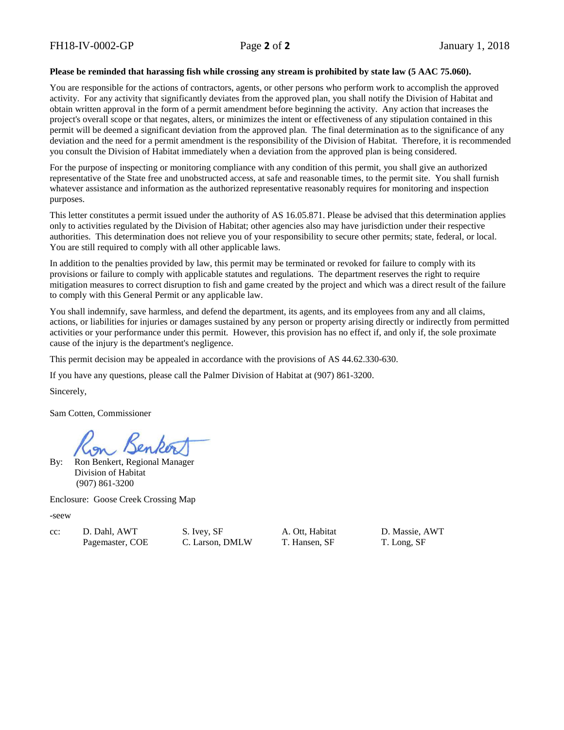**Please be reminded that harassing fish while crossing any stream is prohibited by state law (5 AAC 75.060).**

You are responsible for the actions of contractors, agents, or other persons who perform work to accomplish the approved activity. For any activity that significantly deviates from the approved plan, you shall notify the Division of Habitat and obtain written approval in the form of a permit amendment before beginning the activity. Any action that increases the project's overall scope or that negates, alters, or minimizes the intent or effectiveness of any stipulation contained in this permit will be deemed a significant deviation from the approved plan. The final determination as to the significance of any deviation and the need for a permit amendment is the responsibility of the Division of Habitat. Therefore, it is recommended you consult the Division of Habitat immediately when a deviation from the approved plan is being considered.

For the purpose of inspecting or monitoring compliance with any condition of this permit, you shall give an authorized representative of the State free and unobstructed access, at safe and reasonable times, to the permit site. You shall furnish whatever assistance and information as the authorized representative reasonably requires for monitoring and inspection purposes.

This letter constitutes a permit issued under the authority of AS 16.05.871. Please be advised that this determination applies only to activities regulated by the Division of Habitat; other agencies also may have jurisdiction under their respective authorities. This determination does not relieve you of your responsibility to secure other permits; state, federal, or local. You are still required to comply with all other applicable laws.

In addition to the penalties provided by law, this permit may be terminated or revoked for failure to comply with its provisions or failure to comply with applicable statutes and regulations. The department reserves the right to require mitigation measures to correct disruption to fish and game created by the project and which was a direct result of the failure to comply with this General Permit or any applicable law.

You shall indemnify, save harmless, and defend the department, its agents, and its employees from any and all claims, actions, or liabilities for injuries or damages sustained by any person or property arising directly or indirectly from permitted activities or your performance under this permit. However, this provision has no effect if, and only if, the sole proximate cause of the injury is the department's negligence.

This permit decision may be appealed in accordance with the provisions of AS 44.62.330-630.

If you have any questions, please call the Palmer Division of Habitat at (907) 861-3200.

Sincerely,

Sam Cotten, Commissioner

By: Ron Benkert, Regional Manager
Division of Habitat
(907) 861-3200

Enclosure: Goose Creek Crossing Map

-seew

cc: D. Dahl, AWT
Pagemaster, COE
S. Ivey, SF
C. Larson, DMLW
A. Ott, Habitat
T. Hansen, SF
D. Massie, AWT
T. Long, SF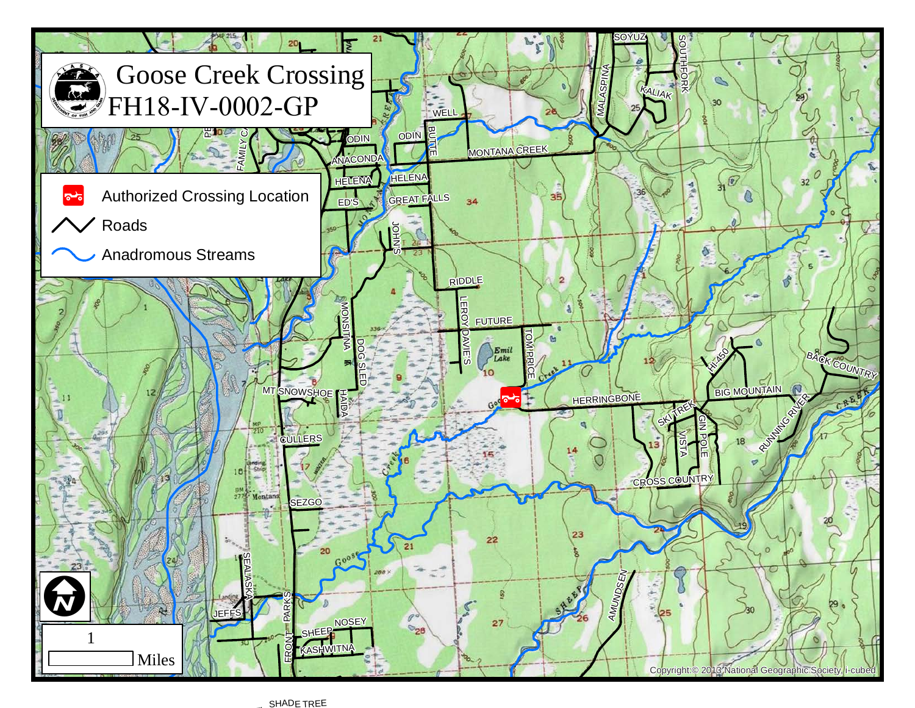# Goose Creek Crossing
# FH18-IV-0002-GP

Authorized Crossing Location

Roads

Anadromous Streams

1

Miles

Copyright:© 2013 National Geographic Society, i-cubed

SHADE TREE